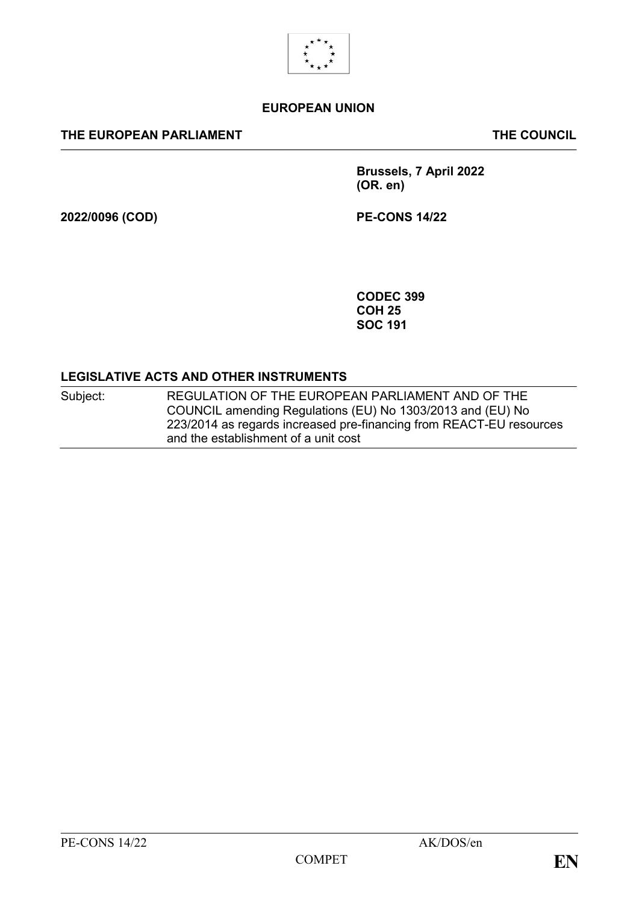**EUROPEAN UNION**

**THE EUROPEAN PARLIAMENT** | **THE COUNCIL**

**Brussels, 7 April 2022**
**(OR. en)**

**2022/0096 (COD)**

**PE-CONS 14/22**

**CODEC 399**
**COH 25**
**SOC 191**

**LEGISLATIVE ACTS AND OTHER INSTRUMENTS**

| | |
|---|---|
| Subject: | REGULATION OF THE EUROPEAN PARLIAMENT AND OF THE COUNCIL amending Regulations (EU) No 1303/2013 and (EU) No 223/2014 as regards increased pre-financing from REACT-EU resources and the establishment of a unit cost |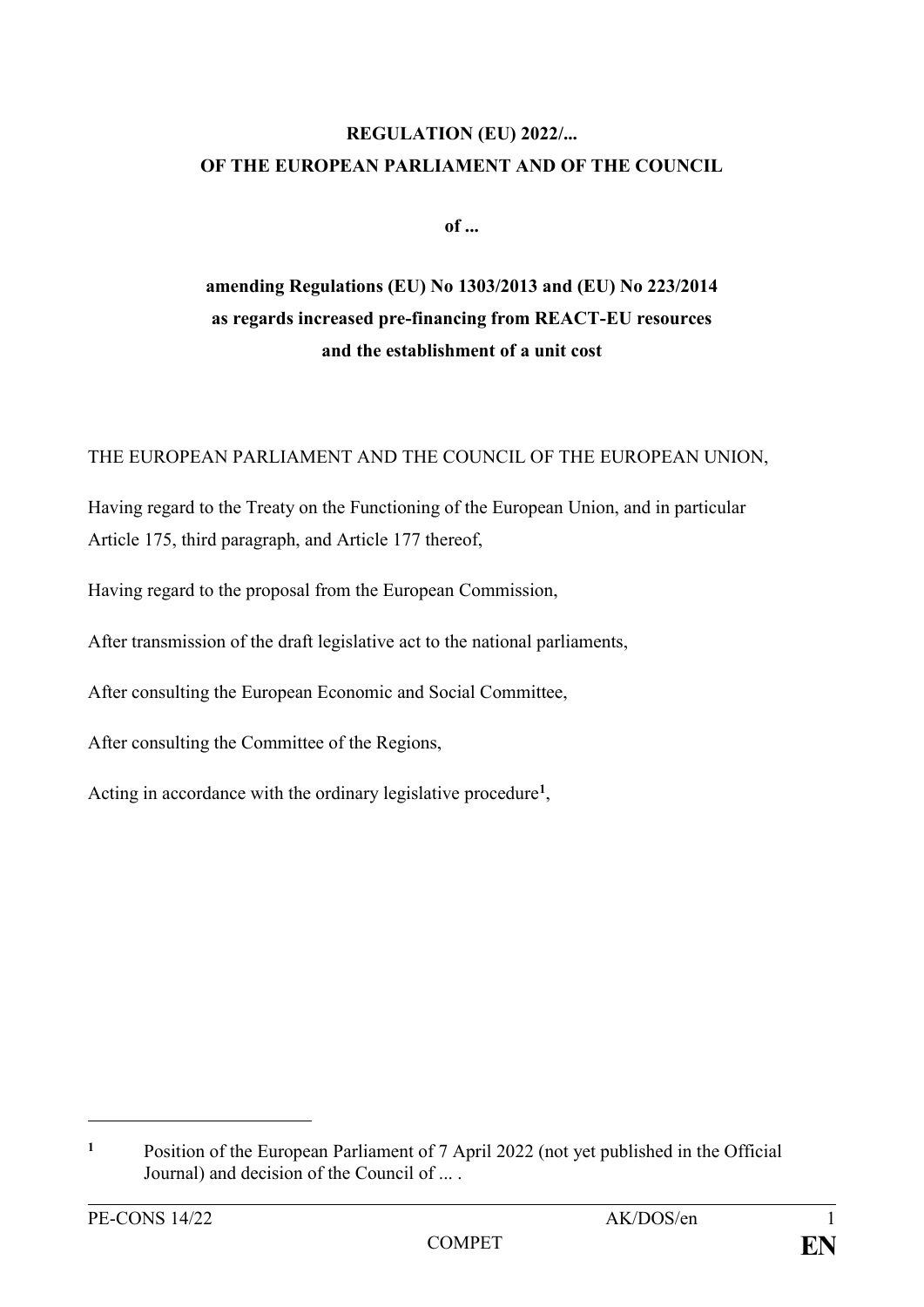**REGULATION (EU) 2022/...**
**OF THE EUROPEAN PARLIAMENT AND OF THE COUNCIL**

**of ...**

**amending Regulations (EU) No 1303/2013 and (EU) No 223/2014**
**as regards increased pre-financing from REACT-EU resources**
**and the establishment of a unit cost**

THE EUROPEAN PARLIAMENT AND THE COUNCIL OF THE EUROPEAN UNION,

Having regard to the Treaty on the Functioning of the European Union, and in particular Article 175, third paragraph, and Article 177 thereof,

Having regard to the proposal from the European Commission,

After transmission of the draft legislative act to the national parliaments,

After consulting the European Economic and Social Committee,

After consulting the Committee of the Regions,

Acting in accordance with the ordinary legislative procedure[1],

---

[1] Position of the European Parliament of 7 April 2022 (not yet published in the Official Journal) and decision of the Council of ... .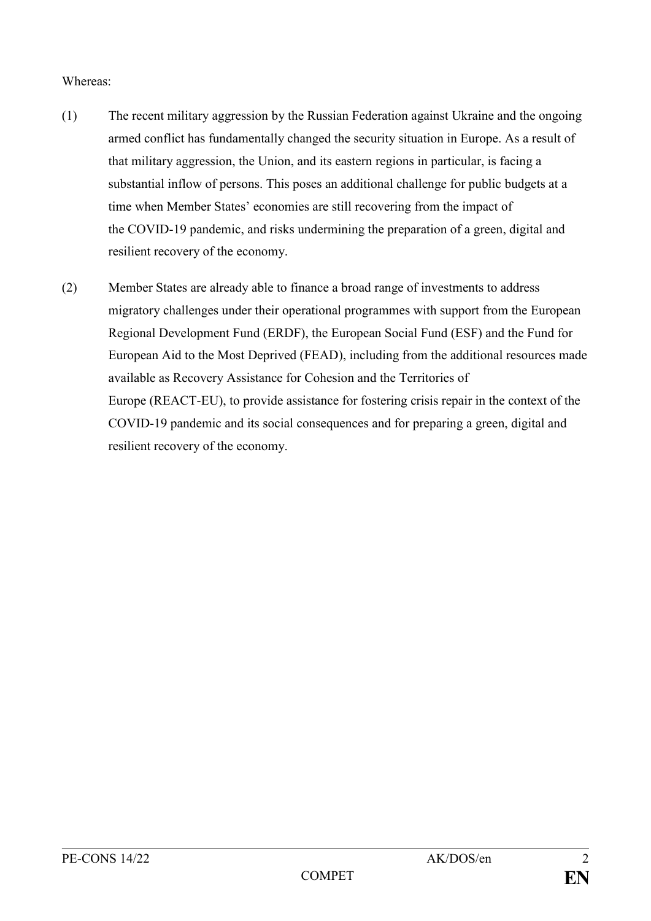Whereas:

(1) The recent military aggression by the Russian Federation against Ukraine and the ongoing armed conflict has fundamentally changed the security situation in Europe. As a result of that military aggression, the Union, and its eastern regions in particular, is facing a substantial inflow of persons. This poses an additional challenge for public budgets at a time when Member States' economies are still recovering from the impact of the COVID-19 pandemic, and risks undermining the preparation of a green, digital and resilient recovery of the economy.

(2) Member States are already able to finance a broad range of investments to address migratory challenges under their operational programmes with support from the European Regional Development Fund (ERDF), the European Social Fund (ESF) and the Fund for European Aid to the Most Deprived (FEAD), including from the additional resources made available as Recovery Assistance for Cohesion and the Territories of Europe (REACT-EU), to provide assistance for fostering crisis repair in the context of the COVID-19 pandemic and its social consequences and for preparing a green, digital and resilient recovery of the economy.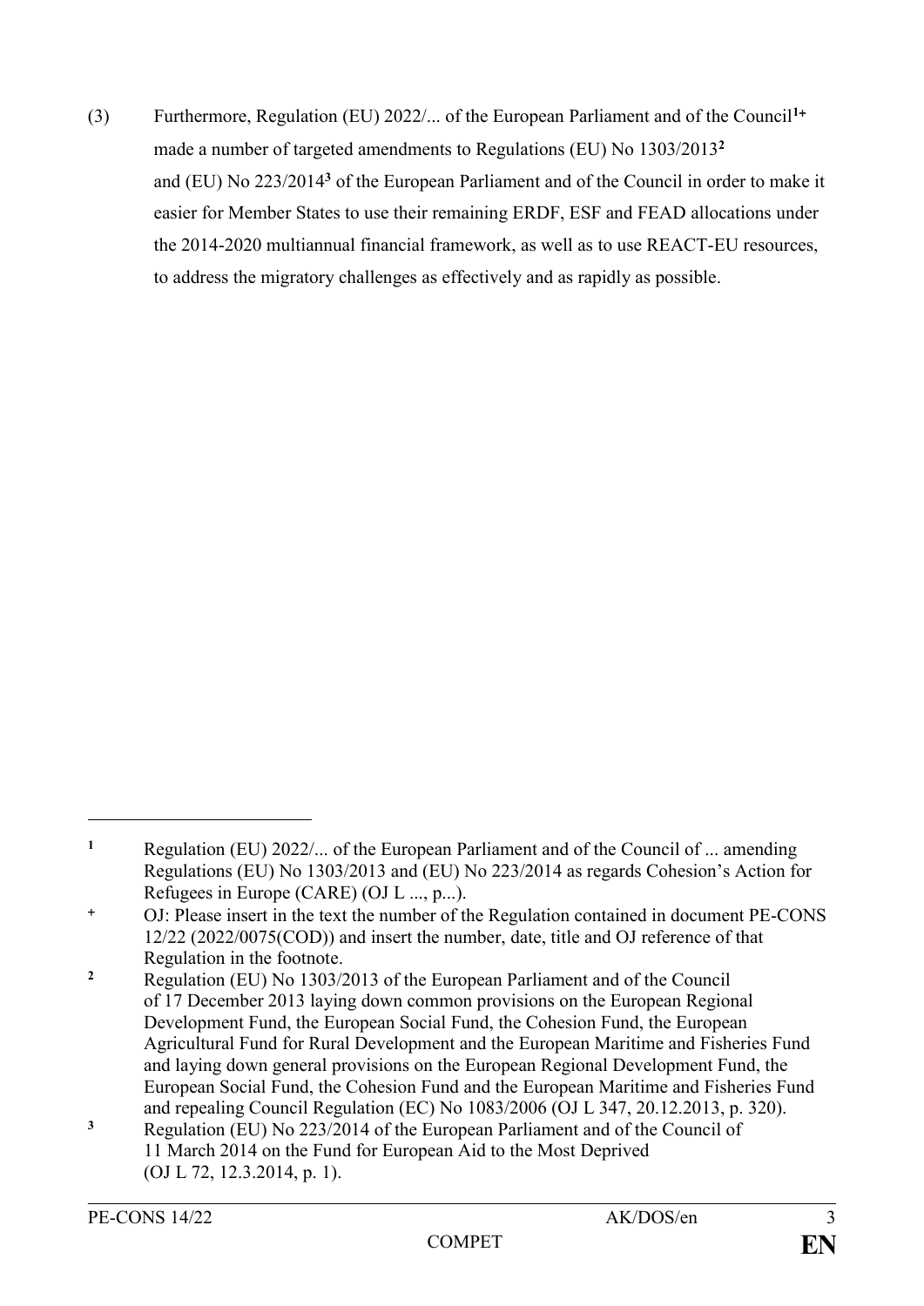(3) Furthermore, Regulation (EU) 2022/... of the European Parliament and of the Council[1+] made a number of targeted amendments to Regulations (EU) No 1303/2013[2] and (EU) No 223/2014[3] of the European Parliament and of the Council in order to make it easier for Member States to use their remaining ERDF, ESF and FEAD allocations under the 2014-2020 multiannual financial framework, as well as to use REACT-EU resources, to address the migratory challenges as effectively and as rapidly as possible.

---

[1] Regulation (EU) 2022/... of the European Parliament and of the Council of ... amending Regulations (EU) No 1303/2013 and (EU) No 223/2014 as regards Cohesion's Action for Refugees in Europe (CARE) (OJ L ..., p...).

[+] OJ: Please insert in the text the number of the Regulation contained in document PE-CONS 12/22 (2022/0075(COD)) and insert the number, date, title and OJ reference of that Regulation in the footnote.

[2] Regulation (EU) No 1303/2013 of the European Parliament and of the Council of 17 December 2013 laying down common provisions on the European Regional Development Fund, the European Social Fund, the Cohesion Fund, the European Agricultural Fund for Rural Development and the European Maritime and Fisheries Fund and laying down general provisions on the European Regional Development Fund, the European Social Fund, the Cohesion Fund and the European Maritime and Fisheries Fund and repealing Council Regulation (EC) No 1083/2006 (OJ L 347, 20.12.2013, p. 320).

[3] Regulation (EU) No 223/2014 of the European Parliament and of the Council of 11 March 2014 on the Fund for European Aid to the Most Deprived (OJ L 72, 12.3.2014, p. 1).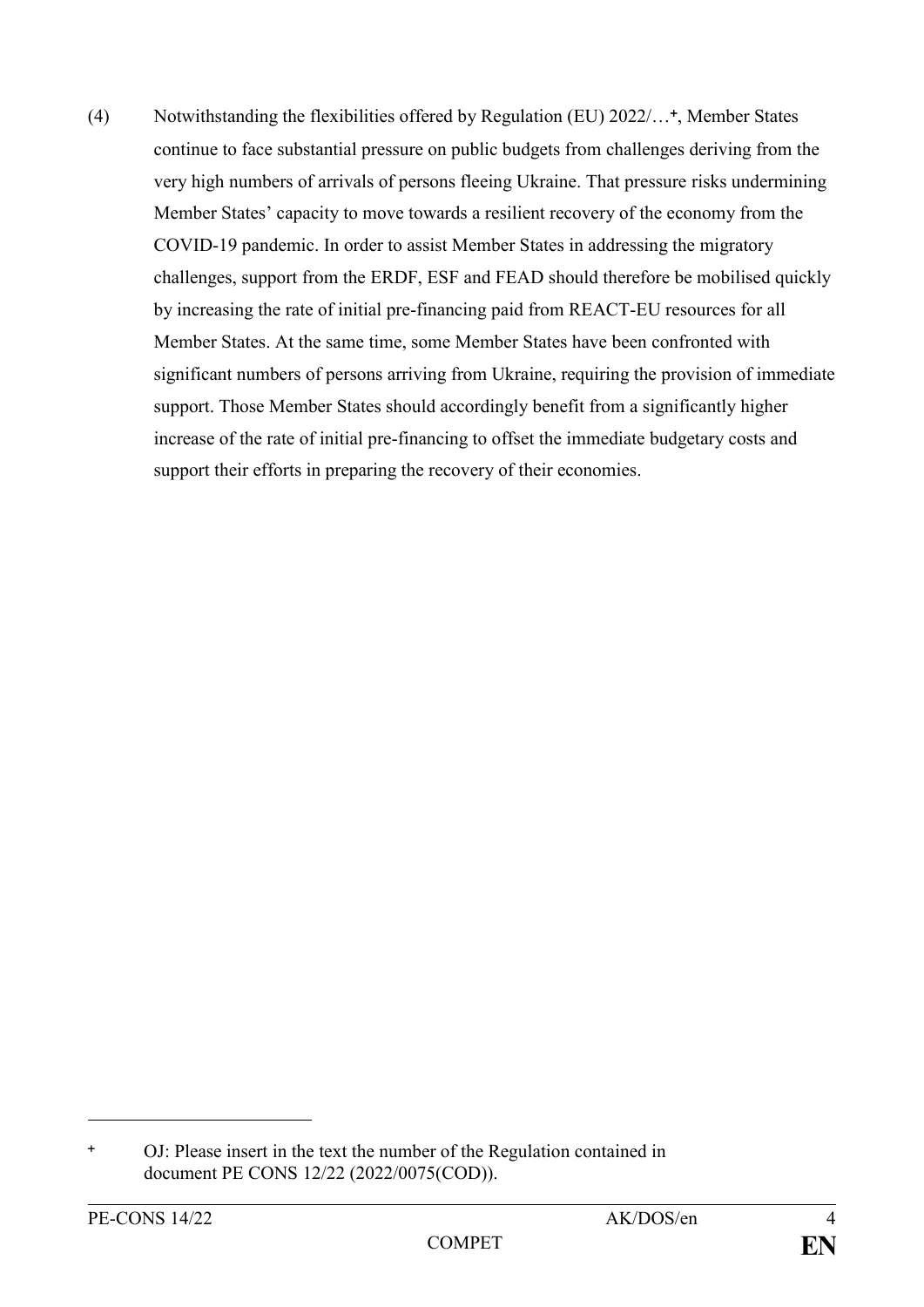(4) Notwithstanding the flexibilities offered by Regulation (EU) 2022/…[+], Member States continue to face substantial pressure on public budgets from challenges deriving from the very high numbers of arrivals of persons fleeing Ukraine. That pressure risks undermining Member States' capacity to move towards a resilient recovery of the economy from the COVID-19 pandemic. In order to assist Member States in addressing the migratory challenges, support from the ERDF, ESF and FEAD should therefore be mobilised quickly by increasing the rate of initial pre-financing paid from REACT-EU resources for all Member States. At the same time, some Member States have been confronted with significant numbers of persons arriving from Ukraine, requiring the provision of immediate support. Those Member States should accordingly benefit from a significantly higher increase of the rate of initial pre-financing to offset the immediate budgetary costs and support their efforts in preparing the recovery of their economies.

---

[+] OJ: Please insert in the text the number of the Regulation contained in document PE CONS 12/22 (2022/0075(COD)).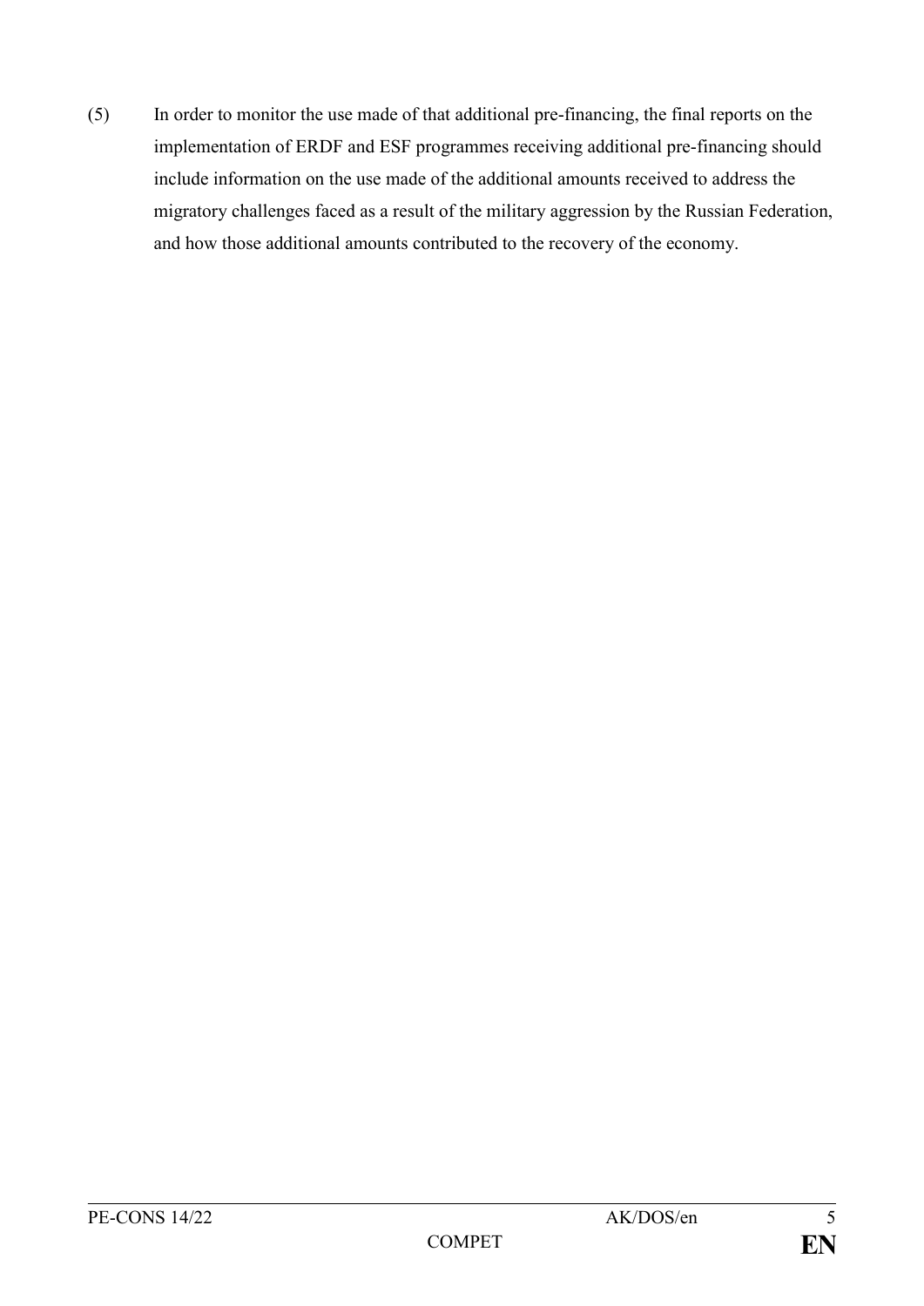(5) In order to monitor the use made of that additional pre-financing, the final reports on the implementation of ERDF and ESF programmes receiving additional pre-financing should include information on the use made of the additional amounts received to address the migratory challenges faced as a result of the military aggression by the Russian Federation, and how those additional amounts contributed to the recovery of the economy.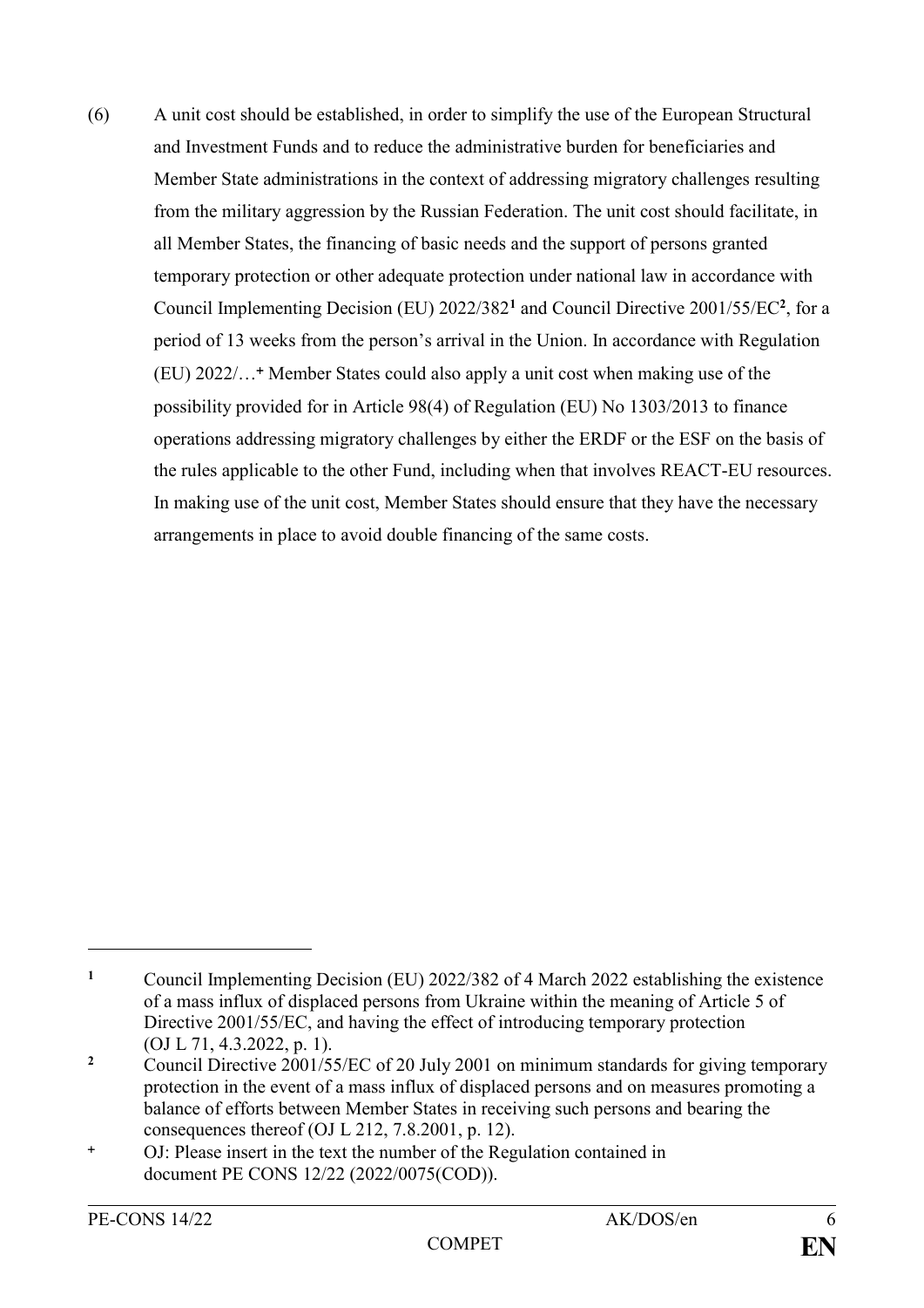(6) A unit cost should be established, in order to simplify the use of the European Structural and Investment Funds and to reduce the administrative burden for beneficiaries and Member State administrations in the context of addressing migratory challenges resulting from the military aggression by the Russian Federation. The unit cost should facilitate, in all Member States, the financing of basic needs and the support of persons granted temporary protection or other adequate protection under national law in accordance with Council Implementing Decision (EU) 2022/382[1] and Council Directive 2001/55/EC[2], for a period of 13 weeks from the person's arrival in the Union. In accordance with Regulation (EU) 2022/…[+] Member States could also apply a unit cost when making use of the possibility provided for in Article 98(4) of Regulation (EU) No 1303/2013 to finance operations addressing migratory challenges by either the ERDF or the ESF on the basis of the rules applicable to the other Fund, including when that involves REACT-EU resources. In making use of the unit cost, Member States should ensure that they have the necessary arrangements in place to avoid double financing of the same costs.

---

[1] Council Implementing Decision (EU) 2022/382 of 4 March 2022 establishing the existence of a mass influx of displaced persons from Ukraine within the meaning of Article 5 of Directive 2001/55/EC, and having the effect of introducing temporary protection (OJ L 71, 4.3.2022, p. 1).

[2] Council Directive 2001/55/EC of 20 July 2001 on minimum standards for giving temporary protection in the event of a mass influx of displaced persons and on measures promoting a balance of efforts between Member States in receiving such persons and bearing the consequences thereof (OJ L 212, 7.8.2001, p. 12).

[+] OJ: Please insert in the text the number of the Regulation contained in document PE CONS 12/22 (2022/0075(COD)).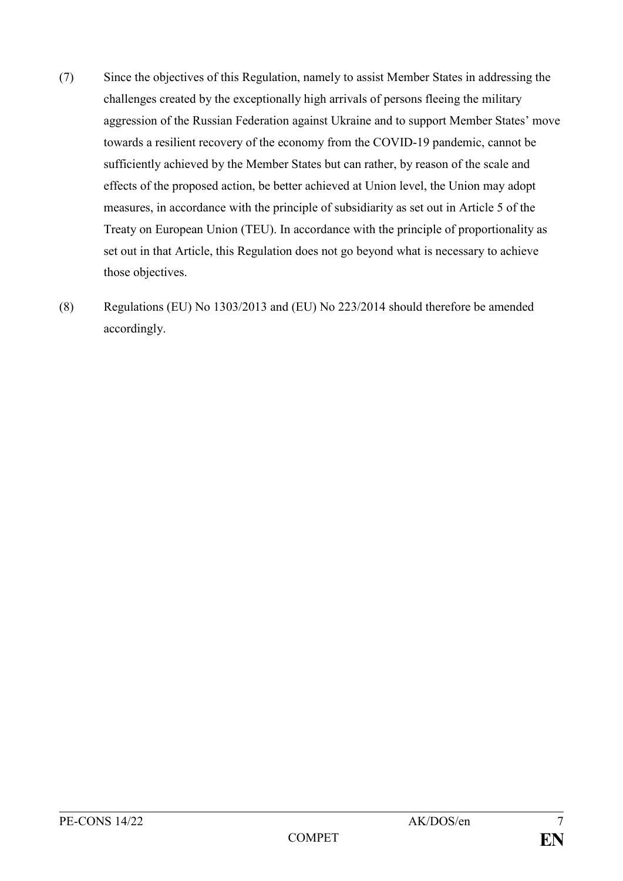(7) Since the objectives of this Regulation, namely to assist Member States in addressing the challenges created by the exceptionally high arrivals of persons fleeing the military aggression of the Russian Federation against Ukraine and to support Member States' move towards a resilient recovery of the economy from the COVID-19 pandemic, cannot be sufficiently achieved by the Member States but can rather, by reason of the scale and effects of the proposed action, be better achieved at Union level, the Union may adopt measures, in accordance with the principle of subsidiarity as set out in Article 5 of the Treaty on European Union (TEU). In accordance with the principle of proportionality as set out in that Article, this Regulation does not go beyond what is necessary to achieve those objectives.

(8) Regulations (EU) No 1303/2013 and (EU) No 223/2014 should therefore be amended accordingly.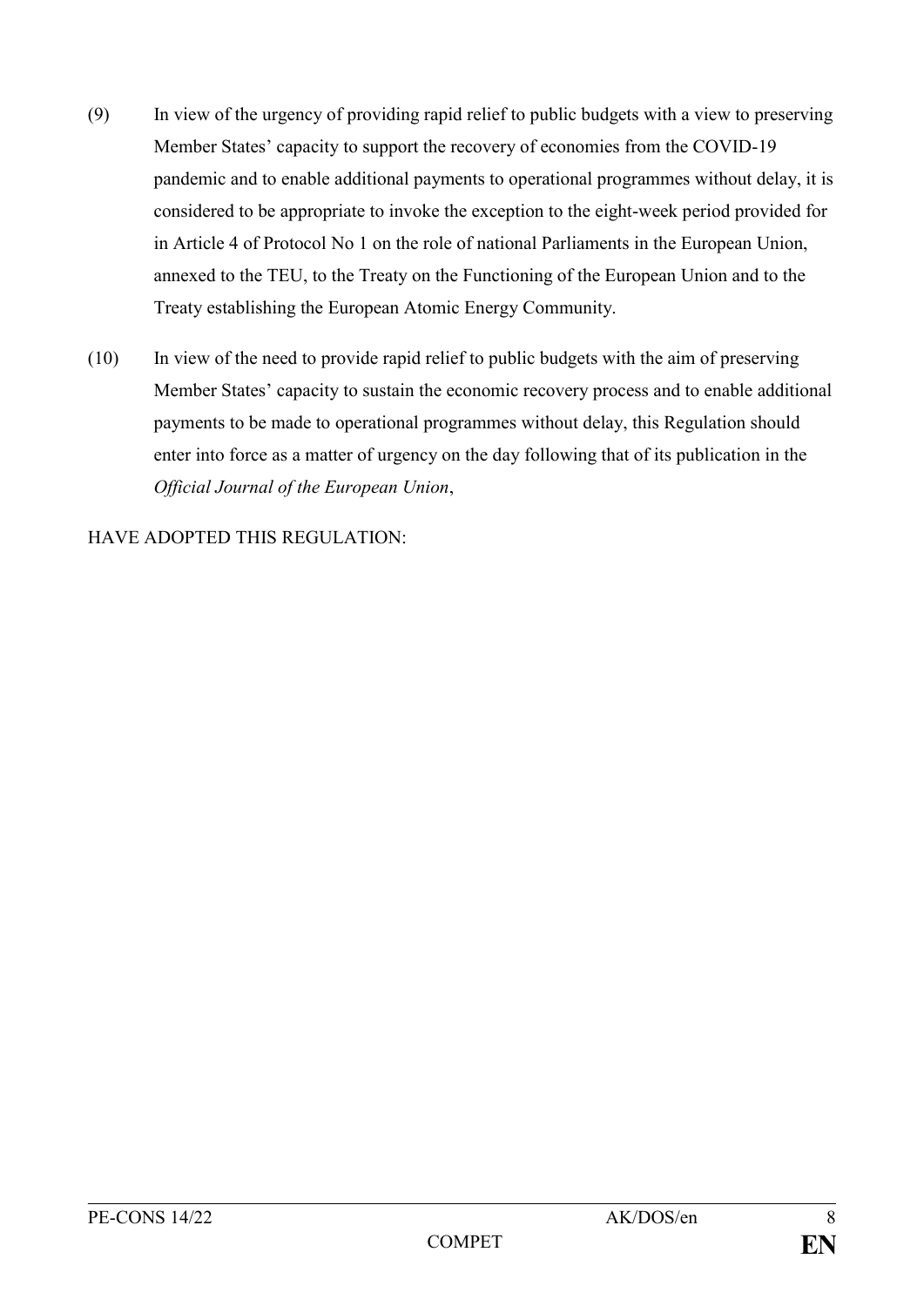(9) In view of the urgency of providing rapid relief to public budgets with a view to preserving Member States' capacity to support the recovery of economies from the COVID-19 pandemic and to enable additional payments to operational programmes without delay, it is considered to be appropriate to invoke the exception to the eight-week period provided for in Article 4 of Protocol No 1 on the role of national Parliaments in the European Union, annexed to the TEU, to the Treaty on the Functioning of the European Union and to the Treaty establishing the European Atomic Energy Community.

(10) In view of the need to provide rapid relief to public budgets with the aim of preserving Member States' capacity to sustain the economic recovery process and to enable additional payments to be made to operational programmes without delay, this Regulation should enter into force as a matter of urgency on the day following that of its publication in the *Official Journal of the European Union*,

HAVE ADOPTED THIS REGULATION: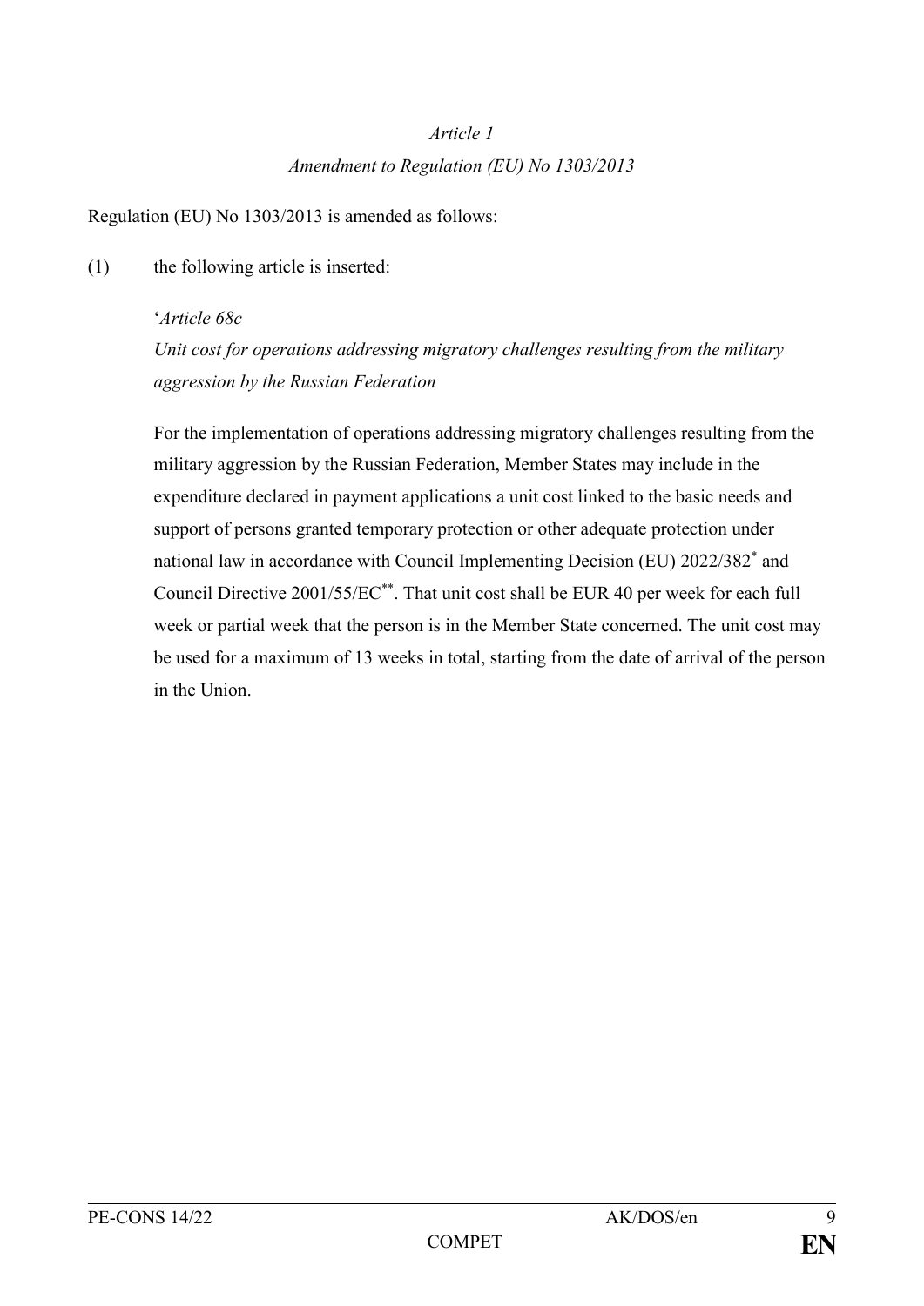*Article 1*

*Amendment to Regulation (EU) No 1303/2013*

Regulation (EU) No 1303/2013 is amended as follows:

(1) the following article is inserted:

'*Article 68c*

*Unit cost for operations addressing migratory challenges resulting from the military aggression by the Russian Federation*

For the implementation of operations addressing migratory challenges resulting from the military aggression by the Russian Federation, Member States may include in the expenditure declared in payment applications a unit cost linked to the basic needs and support of persons granted temporary protection or other adequate protection under national law in accordance with Council Implementing Decision (EU) 2022/382[*] and Council Directive 2001/55/EC[**]. That unit cost shall be EUR 40 per week for each full week or partial week that the person is in the Member State concerned. The unit cost may be used for a maximum of 13 weeks in total, starting from the date of arrival of the person in the Union.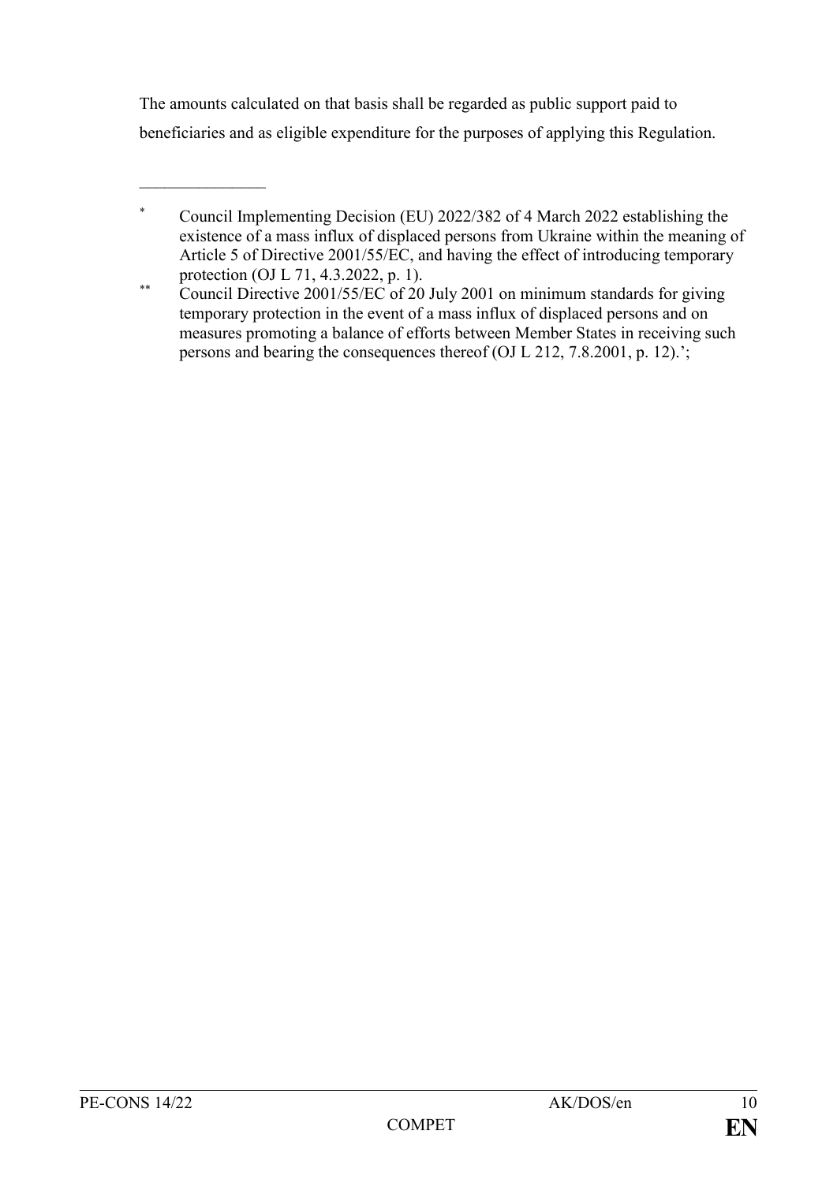The amounts calculated on that basis shall be regarded as public support paid to beneficiaries and as eligible expenditure for the purposes of applying this Regulation.

---

[*] Council Implementing Decision (EU) 2022/382 of 4 March 2022 establishing the existence of a mass influx of displaced persons from Ukraine within the meaning of Article 5 of Directive 2001/55/EC, and having the effect of introducing temporary protection (OJ L 71, 4.3.2022, p. 1).

[**] Council Directive 2001/55/EC of 20 July 2001 on minimum standards for giving temporary protection in the event of a mass influx of displaced persons and on measures promoting a balance of efforts between Member States in receiving such persons and bearing the consequences thereof (OJ L 212, 7.8.2001, p. 12).';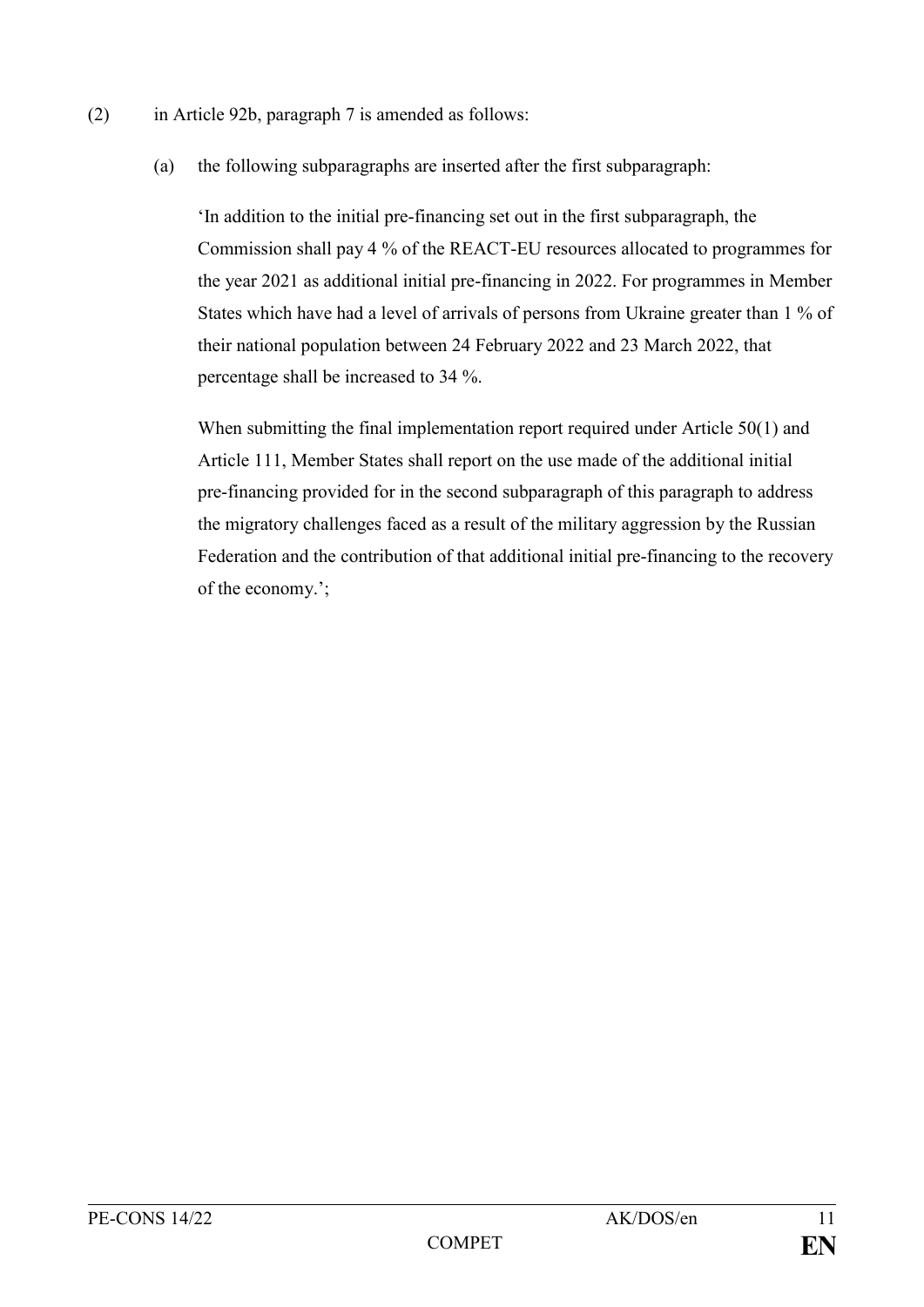(2) in Article 92b, paragraph 7 is amended as follows:

(a) the following subparagraphs are inserted after the first subparagraph:

'In addition to the initial pre-financing set out in the first subparagraph, the Commission shall pay 4 % of the REACT-EU resources allocated to programmes for the year 2021 as additional initial pre-financing in 2022. For programmes in Member States which have had a level of arrivals of persons from Ukraine greater than 1 % of their national population between 24 February 2022 and 23 March 2022, that percentage shall be increased to 34 %.

When submitting the final implementation report required under Article 50(1) and Article 111, Member States shall report on the use made of the additional initial pre-financing provided for in the second subparagraph of this paragraph to address the migratory challenges faced as a result of the military aggression by the Russian Federation and the contribution of that additional initial pre-financing to the recovery of the economy.';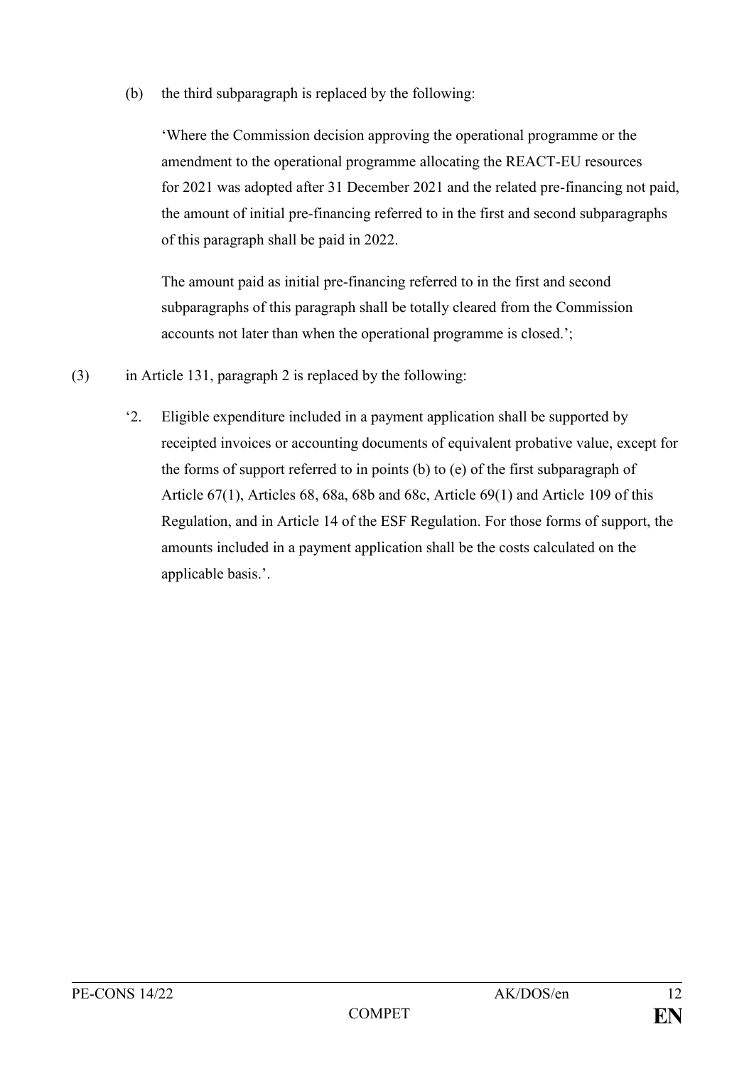(b) the third subparagraph is replaced by the following:

'Where the Commission decision approving the operational programme or the amendment to the operational programme allocating the REACT-EU resources for 2021 was adopted after 31 December 2021 and the related pre-financing not paid, the amount of initial pre-financing referred to in the first and second subparagraphs of this paragraph shall be paid in 2022.

The amount paid as initial pre-financing referred to in the first and second subparagraphs of this paragraph shall be totally cleared from the Commission accounts not later than when the operational programme is closed.';

(3) in Article 131, paragraph 2 is replaced by the following:

'2. Eligible expenditure included in a payment application shall be supported by receipted invoices or accounting documents of equivalent probative value, except for the forms of support referred to in points (b) to (e) of the first subparagraph of Article 67(1), Articles 68, 68a, 68b and 68c, Article 69(1) and Article 109 of this Regulation, and in Article 14 of the ESF Regulation. For those forms of support, the amounts included in a payment application shall be the costs calculated on the applicable basis.'.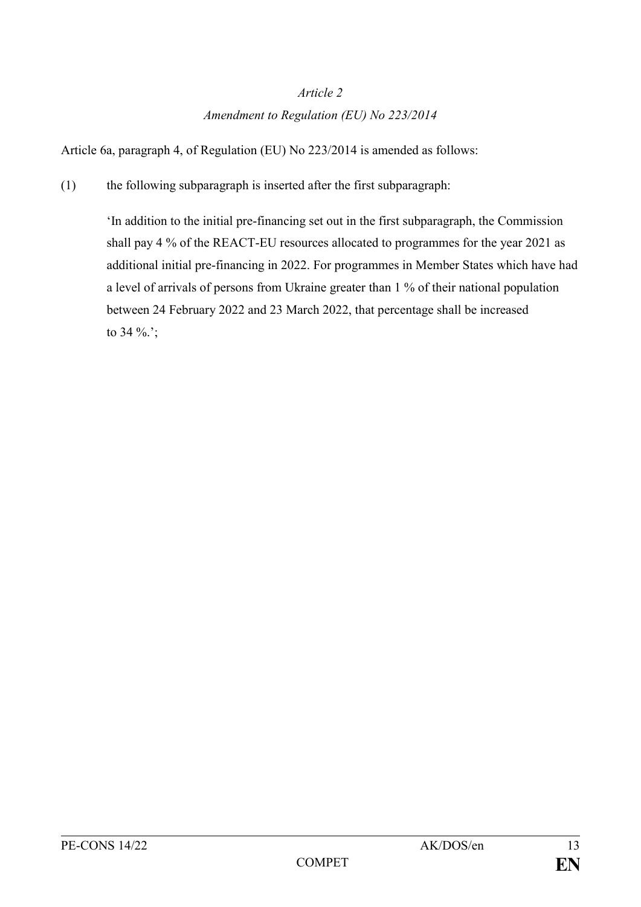*Article 2*

*Amendment to Regulation (EU) No 223/2014*

Article 6a, paragraph 4, of Regulation (EU) No 223/2014 is amended as follows:

(1) the following subparagraph is inserted after the first subparagraph:

'In addition to the initial pre-financing set out in the first subparagraph, the Commission shall pay 4 % of the REACT-EU resources allocated to programmes for the year 2021 as additional initial pre-financing in 2022. For programmes in Member States which have had a level of arrivals of persons from Ukraine greater than 1 % of their national population between 24 February 2022 and 23 March 2022, that percentage shall be increased to 34 %.';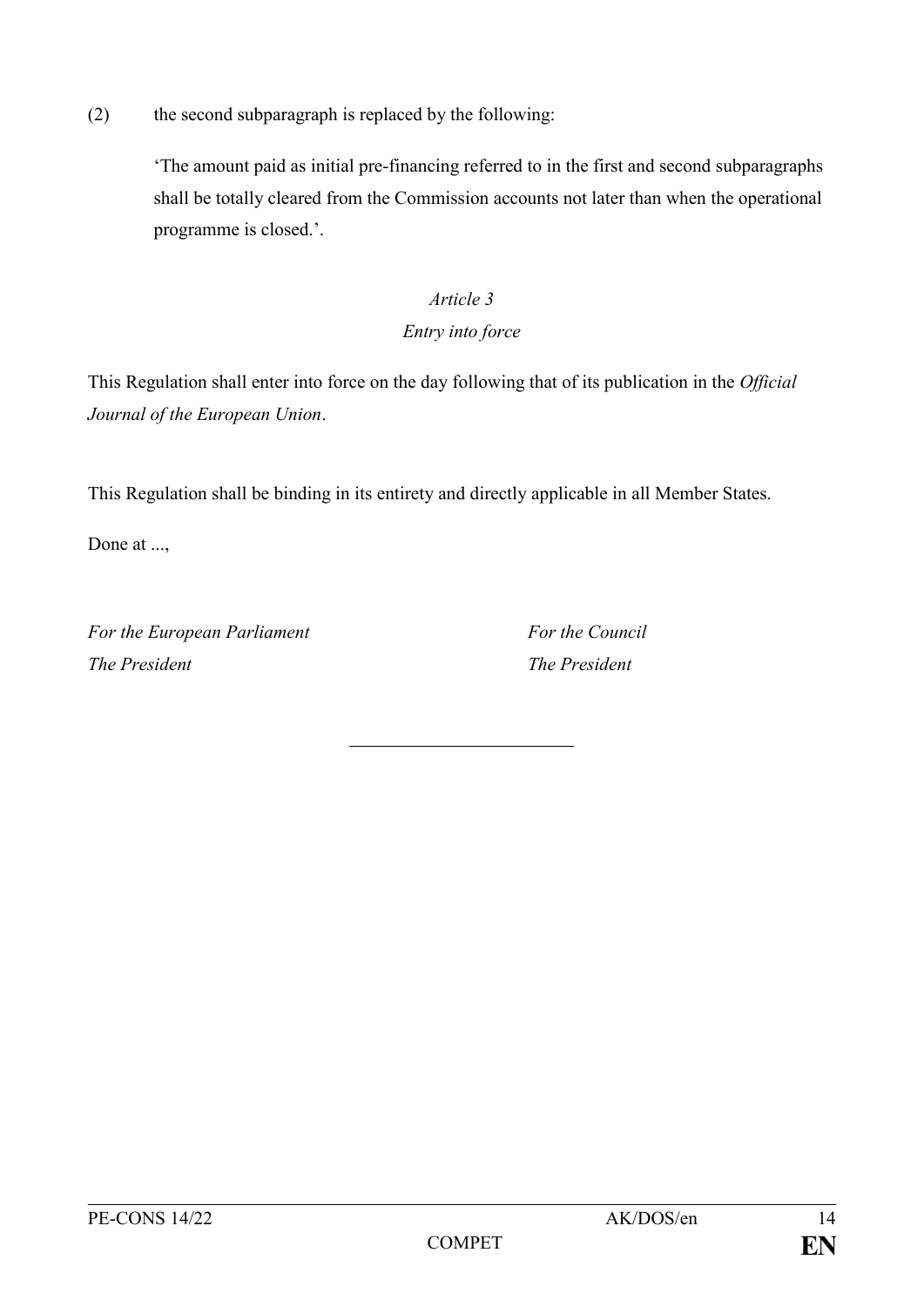(2) the second subparagraph is replaced by the following:

> 'The amount paid as initial pre-financing referred to in the first and second subparagraphs shall be totally cleared from the Commission accounts not later than when the operational programme is closed.'.

*Article 3*

*Entry into force*

This Regulation shall enter into force on the day following that of its publication in the *Official Journal of the European Union*.

This Regulation shall be binding in its entirety and directly applicable in all Member States.

Done at ...,

*For the European Parliament*
*The President*

*For the Council*
*The President*